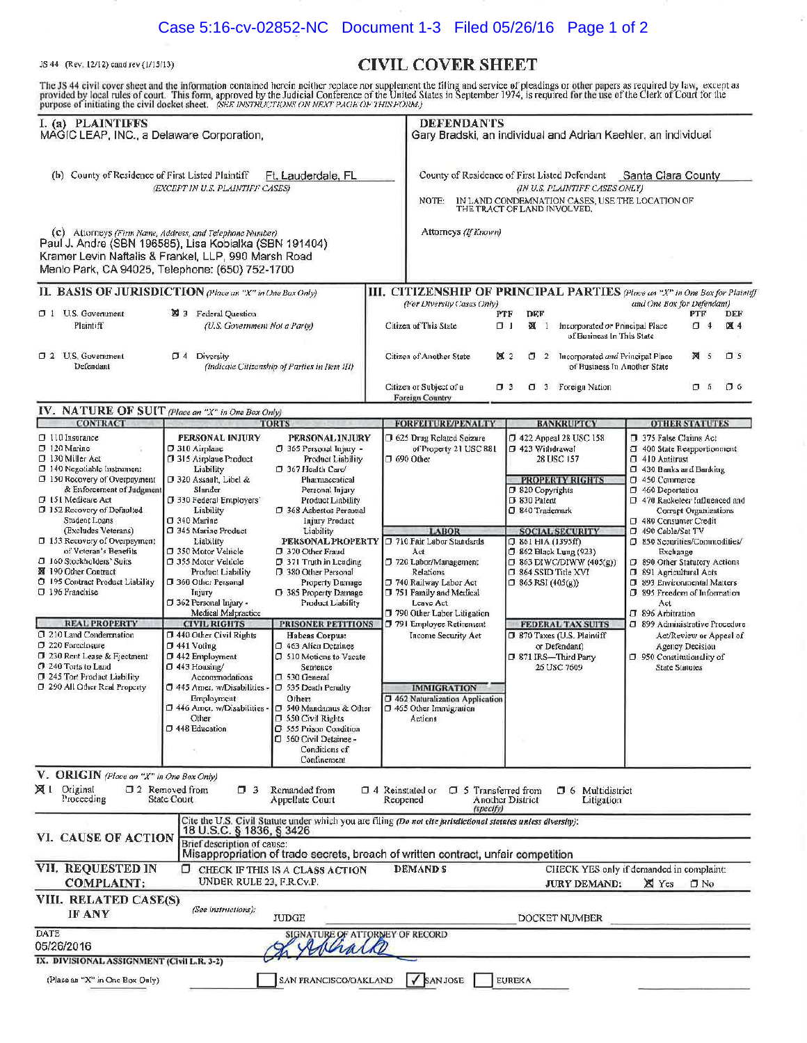JS 44 (Rev. 12/12) cand rev (1/15/13)

# CIVIL COVER SHEET

The JS 44 civil cover sheet and the information contained herein neither replace nor supplement the filing and service of pleadings or other papers as required by law, except as provided by local rules of court. This form, approved by the Judicial Conference of the United States in September 1974, is required for the use of the Clerk of Court for the purpose of initiating the civil docket sheet. *(SEE INSTRUCTIONS ON NEXT PAGE OF THIS FORM.)*

## I. (a) PLAINTIFFS

MAGIC LEAP, INC., a Delaware Corporation,

(b) County of Residence of First Listed Plaintiff: Ft. Lauderdale, FL
*(EXCEPT IN U.S. PLAINTIFF CASES)*

(c) Attorneys *(Firm Name, Address, and Telephone Number)*
Paul J. Andre (SBN 196585), Lisa Kobialka (SBN 191404)
Kramer Levin Naftalis & Frankel, LLP, 990 Marsh Road
Menlo Park, CA 94025, Telephone: (650) 752-1700

## DEFENDANTS

Gary Bradski, an individual and Adrian Kaehler, an individual

County of Residence of First Listed Defendant: Santa Clara County
*(IN U.S. PLAINTIFF CASES ONLY)*

NOTE: IN LAND CONDEMNATION CASES, USE THE LOCATION OF THE TRACT OF LAND INVOLVED.

Attorneys *(If Known)*

## II. BASIS OF JURISDICTION *(Place an "X" in One Box Only)*

- ☐ 1 U.S. Government Plaintiff
- ☒ 3 Federal Question *(U.S. Government Not a Party)*
- ☐ 2 U.S. Government Defendant
- ☐ 4 Diversity *(Indicate Citizenship of Parties in Item III)*

## III. CITIZENSHIP OF PRINCIPAL PARTIES *(Place an "X" in One Box for Plaintiff and One Box for Defendant)* *(For Diversity Cases Only)*

| | PTF | DEF | | PTF | DEF |
|---|---|---|---|---|---|
| Citizen of This State | ☐ 1 | ☒ 1 | Incorporated or Principal Place of Business In This State | ☐ 4 | ☒ 4 |
| Citizen of Another State | ☒ 2 | ☐ 2 | Incorporated and Principal Place of Business In Another State | ☒ 5 | ☐ 5 |
| Citizen or Subject of a Foreign Country | ☐ 3 | ☐ 3 | Foreign Nation | ☐ 6 | ☐ 6 |

## IV. NATURE OF SUIT *(Place an "X" in One Box Only)*

**CONTRACT**
- ☐ 110 Insurance
- ☐ 120 Marine
- ☐ 130 Miller Act
- ☐ 140 Negotiable Instrument
- ☐ 150 Recovery of Overpayment & Enforcement of Judgment
- ☐ 151 Medicare Act
- ☐ 152 Recovery of Defaulted Student Loans (Excludes Veterans)
- ☐ 153 Recovery of Overpayment of Veteran's Benefits
- ☐ 160 Stockholders' Suits
- ☒ 190 Other Contract
- ☐ 195 Contract Product Liability
- ☐ 196 Franchise

**REAL PROPERTY**
- ☐ 210 Land Condemnation
- ☐ 220 Foreclosure
- ☐ 230 Rent Lease & Ejectment
- ☐ 240 Torts to Land
- ☐ 245 Tort Product Liability
- ☐ 290 All Other Real Property

**TORTS**

PERSONAL INJURY
- ☐ 310 Airplane
- ☐ 315 Airplane Product Liability
- ☐ 320 Assault, Libel & Slander
- ☐ 330 Federal Employers' Liability
- ☐ 340 Marine
- ☐ 345 Marine Product Liability
- ☐ 350 Motor Vehicle
- ☐ 355 Motor Vehicle Product Liability
- ☐ 360 Other Personal Injury
- ☐ 362 Personal Injury - Medical Malpractice

PERSONAL INJURY
- ☐ 365 Personal Injury - Product Liability
- ☐ 367 Health Care/ Pharmaceutical Personal Injury Product Liability
- ☐ 368 Asbestos Personal Injury Product Liability

PERSONAL PROPERTY
- ☐ 370 Other Fraud
- ☐ 371 Truth in Lending
- ☐ 380 Other Personal Property Damage
- ☐ 385 Property Damage Product Liability

**CIVIL RIGHTS**
- ☐ 440 Other Civil Rights
- ☐ 441 Voting
- ☐ 442 Employment
- ☐ 443 Housing/ Accommodations
- ☐ 445 Amer. w/Disabilities - Employment
- ☐ 446 Amer. w/Disabilities - Other
- ☐ 448 Education

**PRISONER PETITIONS**

Habeas Corpus:
- ☐ 463 Alien Detainee
- ☐ 510 Motions to Vacate Sentence
- ☐ 530 General
- ☐ 535 Death Penalty

Other:
- ☐ 540 Mandamus & Other
- ☐ 550 Civil Rights
- ☐ 555 Prison Condition
- ☐ 560 Civil Detainee - Conditions of Confinement

**FORFEITURE/PENALTY**
- ☐ 625 Drug Related Seizure of Property 21 USC 881
- ☐ 690 Other

**LABOR**
- ☐ 710 Fair Labor Standards Act
- ☐ 720 Labor/Management Relations
- ☐ 740 Railway Labor Act
- ☐ 751 Family and Medical Leave Act
- ☐ 790 Other Labor Litigation
- ☐ 791 Employee Retirement Income Security Act

**IMMIGRATION**
- ☐ 462 Naturalization Application
- ☐ 465 Other Immigration Actions

**BANKRUPTCY**
- ☐ 422 Appeal 28 USC 158
- ☐ 423 Withdrawal 28 USC 157

**PROPERTY RIGHTS**
- ☐ 820 Copyrights
- ☐ 830 Patent
- ☐ 840 Trademark

**SOCIAL SECURITY**
- ☐ 861 HIA (1395ff)
- ☐ 862 Black Lung (923)
- ☐ 863 DIWC/DIWW (405(g))
- ☐ 864 SSID Title XVI
- ☐ 865 RSI (405(g))

**FEDERAL TAX SUITS**
- ☐ 870 Taxes (U.S. Plaintiff or Defendant)
- ☐ 871 IRS—Third Party 26 USC 7609

**OTHER STATUTES**
- ☐ 375 False Claims Act
- ☐ 400 State Reapportionment
- ☐ 410 Antitrust
- ☐ 430 Banks and Banking
- ☐ 450 Commerce
- ☐ 460 Deportation
- ☐ 470 Racketeer Influenced and Corrupt Organizations
- ☐ 480 Consumer Credit
- ☐ 490 Cable/Sat TV
- ☐ 850 Securities/Commodities/ Exchange
- ☐ 890 Other Statutory Actions
- ☐ 891 Agricultural Acts
- ☐ 893 Environmental Matters
- ☐ 895 Freedom of Information Act
- ☐ 896 Arbitration
- ☐ 899 Administrative Procedure Act/Review or Appeal of Agency Decision
- ☐ 950 Constitutionality of State Statutes

## V. ORIGIN *(Place an "X" in One Box Only)*

- ☒ 1 Original Proceeding
- ☐ 2 Removed from State Court
- ☐ 3 Remanded from Appellate Court
- ☐ 4 Reinstated or Reopened
- ☐ 5 Transferred from Another District *(specify)*
- ☐ 6 Multidistrict Litigation

## VI. CAUSE OF ACTION

Cite the U.S. Civil Statute under which you are filing *(Do not cite jurisdictional statutes unless diversity)*:
18 U.S.C. § 1836, § 3426

Brief description of cause:
Misappropriation of trade secrets, breach of written contract, unfair competition

## VII. REQUESTED IN COMPLAINT:

☐ CHECK IF THIS IS A CLASS ACTION UNDER RULE 23, F.R.Cv.P.

DEMAND $

CHECK YES only if demanded in complaint:
JURY DEMAND: ☒ Yes ☐ No

## VIII. RELATED CASE(S) IF ANY

*(See instructions):* JUDGE DOCKET NUMBER

DATE: 05/26/2016

SIGNATURE OF ATTORNEY OF RECORD: [signature]

## IX. DIVISIONAL ASSIGNMENT (Civil L.R. 3-2)

(Place an "X" in One Box Only) ☐ SAN FRANCISCO/OAKLAND ☑ SAN JOSE ☐ EUREKA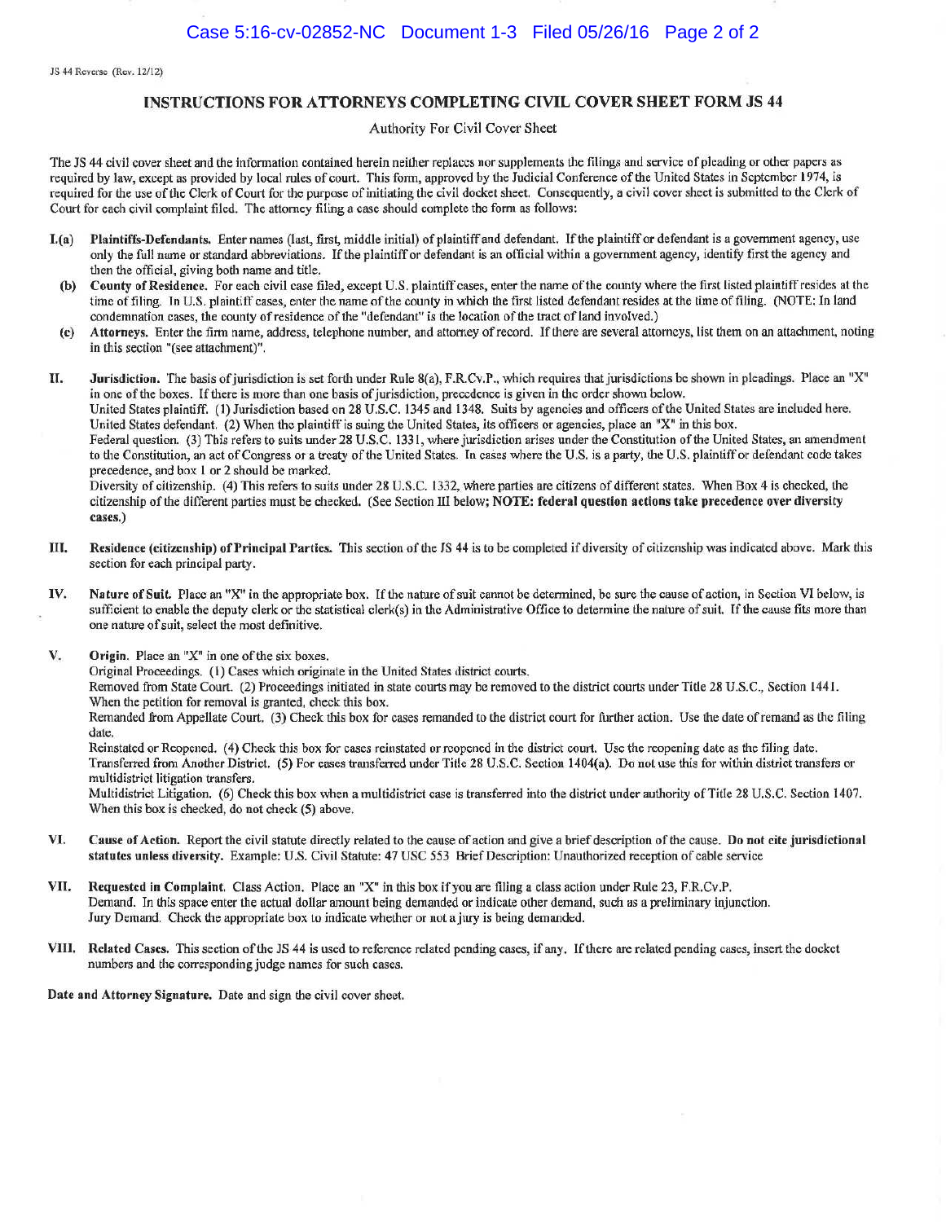JS 44 Reverse (Rev. 12/12)

# INSTRUCTIONS FOR ATTORNEYS COMPLETING CIVIL COVER SHEET FORM JS 44

Authority For Civil Cover Sheet

The JS 44 civil cover sheet and the information contained herein neither replaces nor supplements the filings and service of pleading or other papers as required by law, except as provided by local rules of court. This form, approved by the Judicial Conference of the United States in September 1974, is required for the use of the Clerk of Court for the purpose of initiating the civil docket sheet. Consequently, a civil cover sheet is submitted to the Clerk of Court for each civil complaint filed. The attorney filing a case should complete the form as follows:

**I.(a)** **Plaintiffs-Defendants.** Enter names (last, first, middle initial) of plaintiff and defendant. If the plaintiff or defendant is a government agency, use only the full name or standard abbreviations. If the plaintiff or defendant is an official within a government agency, identify first the agency and then the official, giving both name and title.

**(b)** **County of Residence.** For each civil case filed, except U.S. plaintiff cases, enter the name of the county where the first listed plaintiff resides at the time of filing. In U.S. plaintiff cases, enter the name of the county in which the first listed defendant resides at the time of filing. (NOTE: In land condemnation cases, the county of residence of the "defendant" is the location of the tract of land involved.)

**(c)** **Attorneys.** Enter the firm name, address, telephone number, and attorney of record. If there are several attorneys, list them on an attachment, noting in this section "(see attachment)".

**II.** **Jurisdiction.** The basis of jurisdiction is set forth under Rule 8(a), F.R.Cv.P., which requires that jurisdictions be shown in pleadings. Place an "X" in one of the boxes. If there is more than one basis of jurisdiction, precedence is given in the order shown below.
United States plaintiff. (1) Jurisdiction based on 28 U.S.C. 1345 and 1348. Suits by agencies and officers of the United States are included here.
United States defendant. (2) When the plaintiff is suing the United States, its officers or agencies, place an "X" in this box.
Federal question. (3) This refers to suits under 28 U.S.C. 1331, where jurisdiction arises under the Constitution of the United States, an amendment to the Constitution, an act of Congress or a treaty of the United States. In cases where the U.S. is a party, the U.S. plaintiff or defendant code takes precedence, and box 1 or 2 should be marked.
Diversity of citizenship. (4) This refers to suits under 28 U.S.C. 1332, where parties are citizens of different states. When Box 4 is checked, the citizenship of the different parties must be checked. (See Section III below; **NOTE: federal question actions take precedence over diversity cases.**)

**III.** **Residence (citizenship) of Principal Parties.** This section of the JS 44 is to be completed if diversity of citizenship was indicated above. Mark this section for each principal party.

**IV.** **Nature of Suit.** Place an "X" in the appropriate box. If the nature of suit cannot be determined, be sure the cause of action, in Section VI below, is sufficient to enable the deputy clerk or the statistical clerk(s) in the Administrative Office to determine the nature of suit. If the cause fits more than one nature of suit, select the most definitive.

**V.** **Origin.** Place an "X" in one of the six boxes.
Original Proceedings. (1) Cases which originate in the United States district courts.
Removed from State Court. (2) Proceedings initiated in state courts may be removed to the district courts under Title 28 U.S.C., Section 1441. When the petition for removal is granted, check this box.
Remanded from Appellate Court. (3) Check this box for cases remanded to the district court for further action. Use the date of remand as the filing date.
Reinstated or Reopened. (4) Check this box for cases reinstated or reopened in the district court. Use the reopening date as the filing date.
Transferred from Another District. (5) For cases transferred under Title 28 U.S.C. Section 1404(a). Do not use this for within district transfers or multidistrict litigation transfers.
Multidistrict Litigation. (6) Check this box when a multidistrict case is transferred into the district under authority of Title 28 U.S.C. Section 1407. When this box is checked, do not check (5) above.

**VI.** **Cause of Action.** Report the civil statute directly related to the cause of action and give a brief description of the cause. **Do not cite jurisdictional statutes unless diversity.** Example: U.S. Civil Statute: 47 USC 553 Brief Description: Unauthorized reception of cable service

**VII.** **Requested in Complaint.** Class Action. Place an "X" in this box if you are filing a class action under Rule 23, F.R.Cv.P.
Demand. In this space enter the actual dollar amount being demanded or indicate other demand, such as a preliminary injunction.
Jury Demand. Check the appropriate box to indicate whether or not a jury is being demanded.

**VIII.** **Related Cases.** This section of the JS 44 is used to reference related pending cases, if any. If there are related pending cases, insert the docket numbers and the corresponding judge names for such cases.

**Date and Attorney Signature.** Date and sign the civil cover sheet.